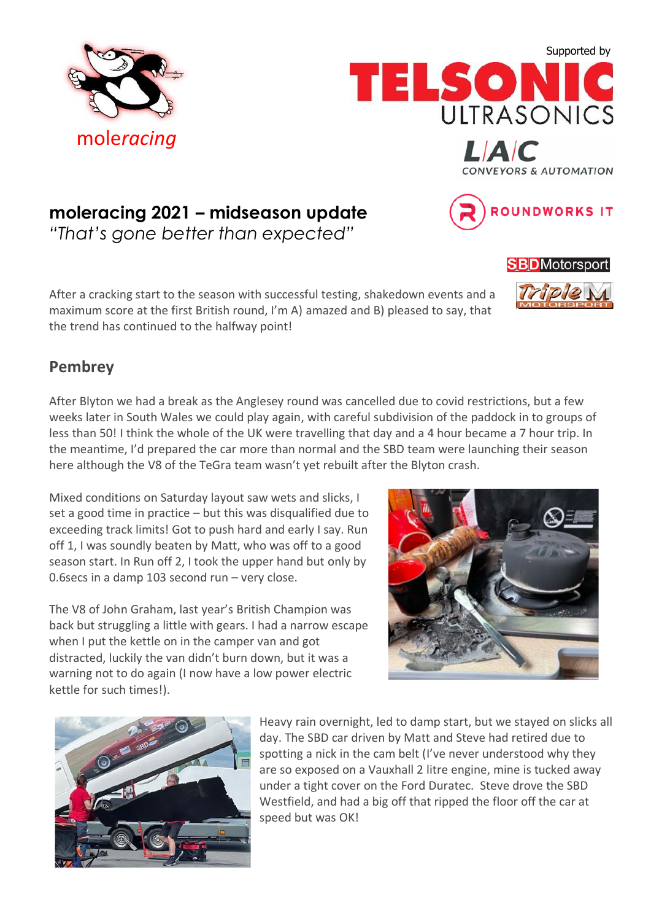moleracing

Supported by

TELSONIC ULTRASONICS

L/A/C CONVEYORS & AUTOMATION

ROUNDWORKS IT

SBD Motorsport

Triple M MOTORSPORT

# moleracing 2021 – midseason update

*"That's gone better than expected"*

After a cracking start to the season with successful testing, shakedown events and a maximum score at the first British round, I'm A) amazed and B) pleased to say, that the trend has continued to the halfway point!

## Pembrey

After Blyton we had a break as the Anglesey round was cancelled due to covid restrictions, but a few weeks later in South Wales we could play again, with careful subdivision of the paddock in to groups of less than 50! I think the whole of the UK were travelling that day and a 4 hour became a 7 hour trip. In the meantime, I'd prepared the car more than normal and the SBD team were launching their season here although the V8 of the TeGra team wasn't yet rebuilt after the Blyton crash.

Mixed conditions on Saturday layout saw wets and slicks, I set a good time in practice – but this was disqualified due to exceeding track limits! Got to push hard and early I say. Run off 1, I was soundly beaten by Matt, who was off to a good season start. In Run off 2, I took the upper hand but only by 0.6secs in a damp 103 second run – very close.

The V8 of John Graham, last year's British Champion was back but struggling a little with gears. I had a narrow escape when I put the kettle on in the camper van and got distracted, luckily the van didn't burn down, but it was a warning not to do again (I now have a low power electric kettle for such times!).

Heavy rain overnight, led to damp start, but we stayed on slicks all day. The SBD car driven by Matt and Steve had retired due to spotting a nick in the cam belt (I've never understood why they are so exposed on a Vauxhall 2 litre engine, mine is tucked away under a tight cover on the Ford Duratec. Steve drove the SBD Westfield, and had a big off that ripped the floor off the car at speed but was OK!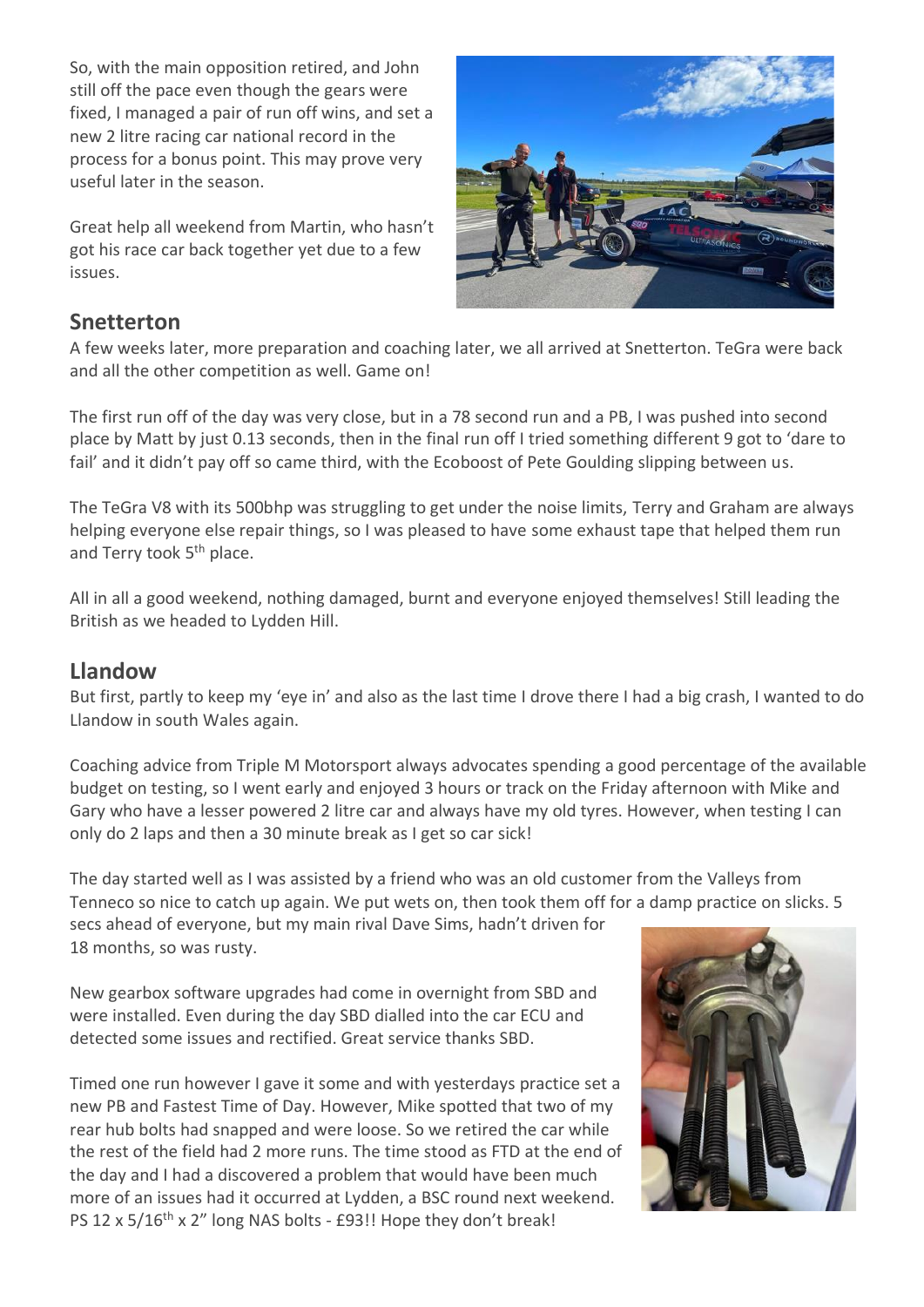So, with the main opposition retired, and John still off the pace even though the gears were fixed, I managed a pair of run off wins, and set a new 2 litre racing car national record in the process for a bonus point. This may prove very useful later in the season.

Great help all weekend from Martin, who hasn't got his race car back together yet due to a few issues.

## Snetterton

A few weeks later, more preparation and coaching later, we all arrived at Snetterton. TeGra were back and all the other competition as well. Game on!

The first run off of the day was very close, but in a 78 second run and a PB, I was pushed into second place by Matt by just 0.13 seconds, then in the final run off I tried something different 9 got to 'dare to fail' and it didn't pay off so came third, with the Ecoboost of Pete Goulding slipping between us.

The TeGra V8 with its 500bhp was struggling to get under the noise limits, Terry and Graham are always helping everyone else repair things, so I was pleased to have some exhaust tape that helped them run and Terry took 5th place.

All in all a good weekend, nothing damaged, burnt and everyone enjoyed themselves! Still leading the British as we headed to Lydden Hill.

## Llandow

But first, partly to keep my 'eye in' and also as the last time I drove there I had a big crash, I wanted to do Llandow in south Wales again.

Coaching advice from Triple M Motorsport always advocates spending a good percentage of the available budget on testing, so I went early and enjoyed 3 hours or track on the Friday afternoon with Mike and Gary who have a lesser powered 2 litre car and always have my old tyres. However, when testing I can only do 2 laps and then a 30 minute break as I get so car sick!

The day started well as I was assisted by a friend who was an old customer from the Valleys from Tenneco so nice to catch up again. We put wets on, then took them off for a damp practice on slicks. 5 secs ahead of everyone, but my main rival Dave Sims, hadn't driven for 18 months, so was rusty.

New gearbox software upgrades had come in overnight from SBD and were installed. Even during the day SBD dialled into the car ECU and detected some issues and rectified. Great service thanks SBD.

Timed one run however I gave it some and with yesterdays practice set a new PB and Fastest Time of Day. However, Mike spotted that two of my rear hub bolts had snapped and were loose. So we retired the car while the rest of the field had 2 more runs. The time stood as FTD at the end of the day and I had a discovered a problem that would have been much more of an issues had it occurred at Lydden, a BSC round next weekend. PS 12 x 5/16th x 2" long NAS bolts - £93!! Hope they don't break!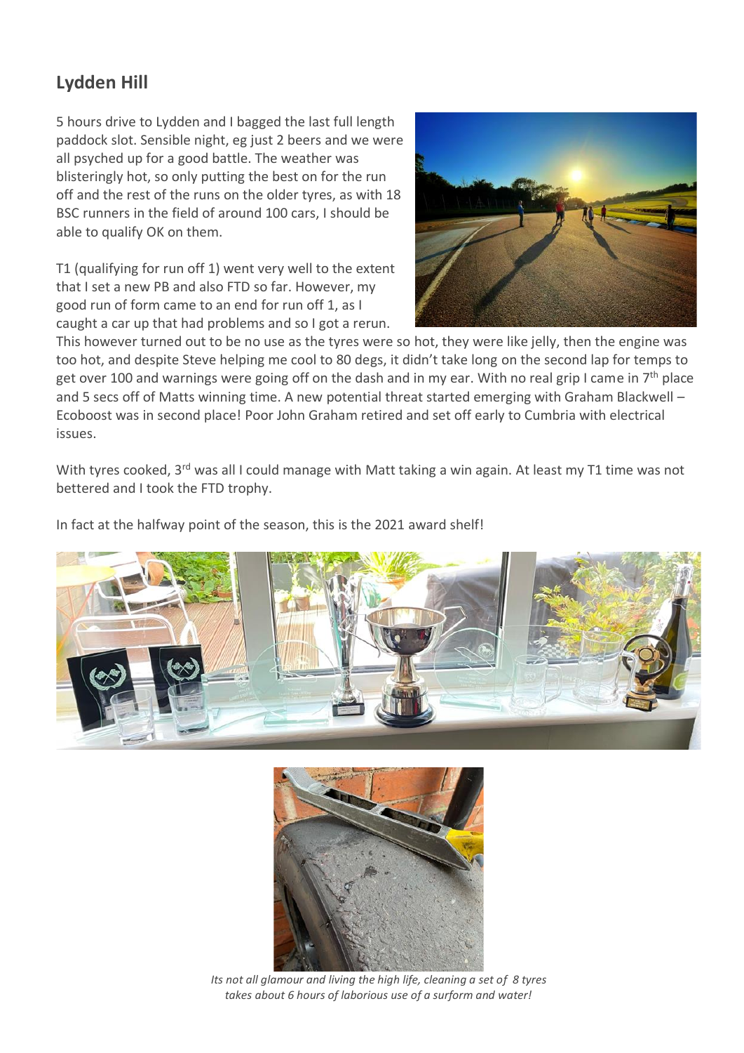## Lydden Hill

5 hours drive to Lydden and I bagged the last full length paddock slot. Sensible night, eg just 2 beers and we were all psyched up for a good battle. The weather was blisteringly hot, so only putting the best on for the run off and the rest of the runs on the older tyres, as with 18 BSC runners in the field of around 100 cars, I should be able to qualify OK on them.

T1 (qualifying for run off 1) went very well to the extent that I set a new PB and also FTD so far. However, my good run of form came to an end for run off 1, as I caught a car up that had problems and so I got a rerun. This however turned out to be no use as the tyres were so hot, they were like jelly, then the engine was too hot, and despite Steve helping me cool to 80 degs, it didn't take long on the second lap for temps to get over 100 and warnings were going off on the dash and in my ear. With no real grip I came in 7th place and 5 secs off of Matts winning time. A new potential threat started emerging with Graham Blackwell – Ecoboost was in second place! Poor John Graham retired and set off early to Cumbria with electrical issues.

With tyres cooked, 3rd was all I could manage with Matt taking a win again. At least my T1 time was not bettered and I took the FTD trophy.

In fact at the halfway point of the season, this is the 2021 award shelf!

*Its not all glamour and living the high life, cleaning a set of 8 tyres takes about 6 hours of laborious use of a surform and water!*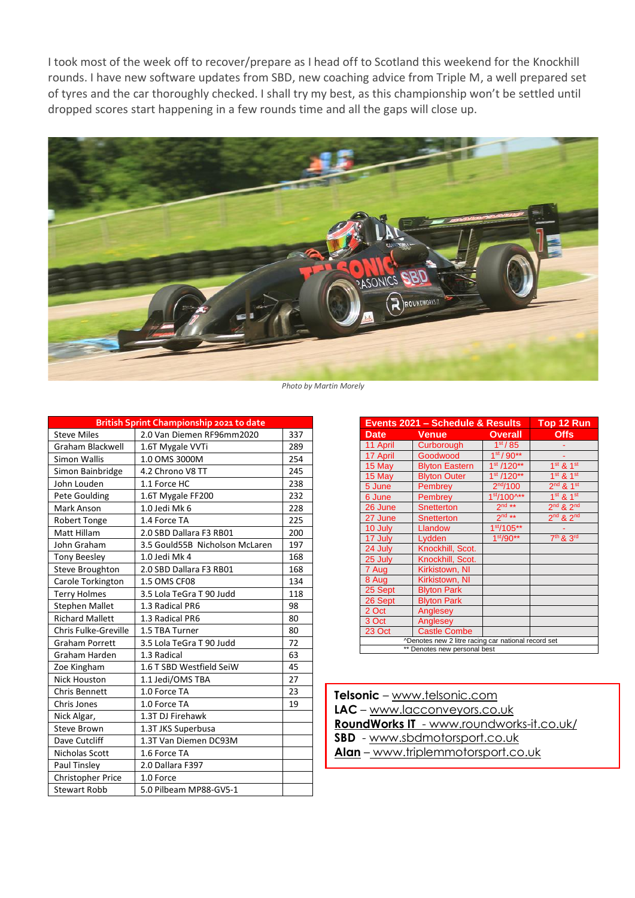I took most of the week off to recover/prepare as I head off to Scotland this weekend for the Knockhill rounds. I have new software updates from SBD, new coaching advice from Triple M, a well prepared set of tyres and the car thoroughly checked. I shall try my best, as this championship won't be settled until dropped scores start happening in a few rounds time and all the gaps will close up.

*Photo by Martin Morely*

| British Sprint Championship 2021 to date | | |
|---|---|---|
| Steve Miles | 2.0 Van Diemen RF96mm2020 | 337 |
| Graham Blackwell | 1.6T Mygale VVTi | 289 |
| Simon Wallis | 1.0 OMS 3000M | 254 |
| Simon Bainbridge | 4.2 Chrono V8 TT | 245 |
| John Louden | 1.1 Force HC | 238 |
| Pete Goulding | 1.6T Mygale FF200 | 232 |
| Mark Anson | 1.0 Jedi Mk 6 | 228 |
| Robert Tonge | 1.4 Force TA | 225 |
| Matt Hillam | 2.0 SBD Dallara F3 RB01 | 200 |
| John Graham | 3.5 Gould55B Nicholson McLaren | 197 |
| Tony Beesley | 1.0 Jedi Mk 4 | 168 |
| Steve Broughton | 2.0 SBD Dallara F3 RB01 | 168 |
| Carole Torkington | 1.5 OMS CF08 | 134 |
| Terry Holmes | 3.5 Lola TeGra T 90 Judd | 118 |
| Stephen Mallet | 1.3 Radical PR6 | 98 |
| Richard Mallett | 1.3 Radical PR6 | 80 |
| Chris Fulke-Greville | 1.5 TBA Turner | 80 |
| Graham Porrett | 3.5 Lola TeGra T 90 Judd | 72 |
| Graham Harden | 1.3 Radical | 63 |
| Zoe Kingham | 1.6 T SBD Westfield SeiW | 45 |
| Nick Houston | 1.1 Jedi/OMS TBA | 27 |
| Chris Bennett | 1.0 Force TA | 23 |
| Chris Jones | 1.0 Force TA | 19 |
| Nick Algar, | 1.3T DJ Firehawk | |
| Steve Brown | 1.3T JKS Superbusa | |
| Dave Cutcliff | 1.3T Van Diemen DC93M | |
| Nicholas Scott | 1.6 Force TA | |
| Paul Tinsley | 2.0 Dallara F397 | |
| Christopher Price | 1.0 Force | |
| Stewart Robb | 5.0 Pilbeam MP88-GV5-1 | |

| Events 2021 – Schedule & Results | | | Top 12 Run Offs |
|---|---|---|---|
| **Date** | **Venue** | **Overall** | |
| 11 April | Curborough | 1st / 85 | - |
| 17 April | Goodwood | 1st / 90** | - |
| 15 May | Blyton Eastern | 1st /120** | 1st & 1st |
| 15 May | Blyton Outer | 1st /120** | 1st & 1st |
| 5 June | Pembrey | 2nd/100 | 2nd & 1st |
| 6 June | Pembrey | 1st/100^** | 1st & 1st |
| 26 June | Snetterton | 2nd ** | 2nd & 2nd |
| 27 June | Snetterton | 2nd ** | 2nd & 2nd |
| 10 July | Llandow | 1st/105** | - |
| 17 July | Lydden | 1st/90** | 7th & 3rd |
| 24 July | Knockhill, Scot. | | |
| 25 July | Knockhill, Scot. | | |
| 7 Aug | Kirkistown, NI | | |
| 8 Aug | Kirkistown, NI | | |
| 25 Sept | Blyton Park | | |
| 26 Sept | Blyton Park | | |
| 2 Oct | Anglesey | | |
| 3 Oct | Anglesey | | |
| 23 Oct | Castle Combe | | |

^Denotes new 2 litre racing car national record set
** Denotes new personal best

**Telsonic** – www.telsonic.com
**LAC** – www.lacconveyors.co.uk
**RoundWorks IT** - www.roundworks-it.co.uk/
**SBD** - www.sbdmotorsport.co.uk
**Alan** – www.triplemmotorsport.co.uk